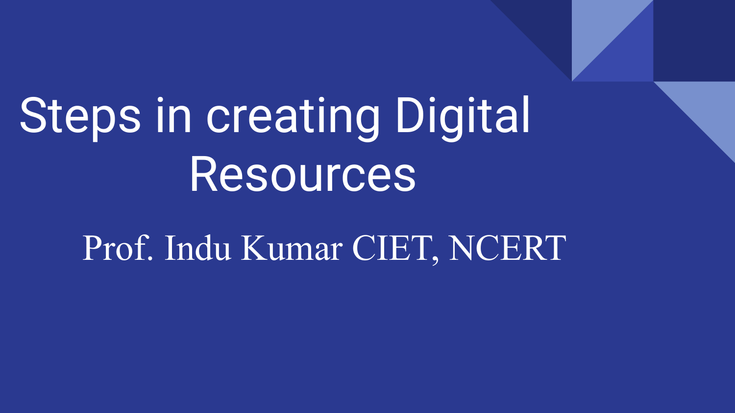# Steps in creating Digital Resources

Prof. Indu Kumar CIET, NCERT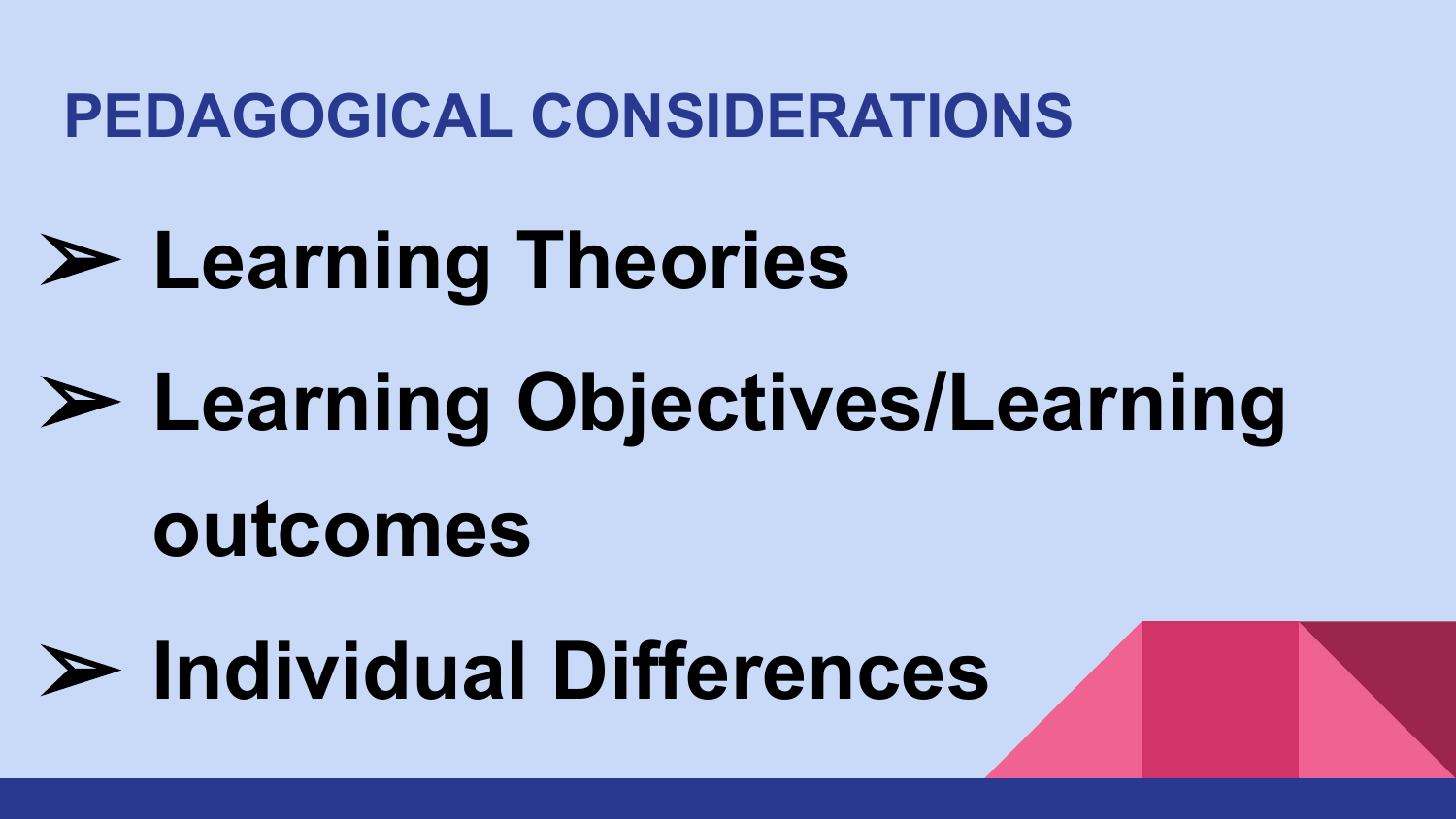## PEDAGOGICAL CONSIDERATIONS

- **Learning Theories**
- **Learning Objectives/Learning outcomes**
- **Individual Differences**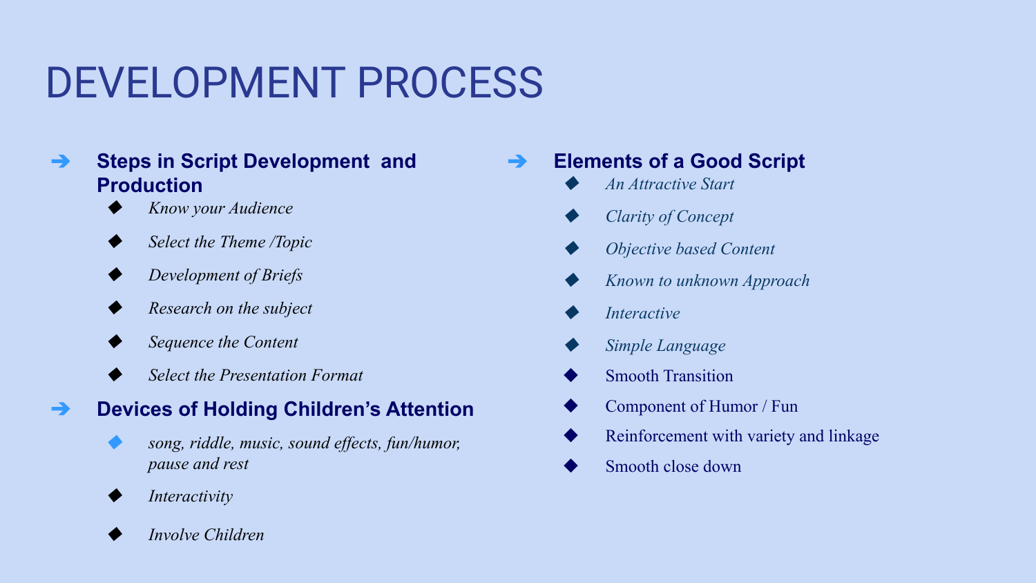# DEVELOPMENT PROCESS

- **Steps in Script Development and Production**
  - *Know your Audience*
  - *Select the Theme /Topic*
  - *Development of Briefs*
  - *Research on the subject*
  - *Sequence the Content*
  - *Select the Presentation Format*
- **Devices of Holding Children's Attention**
  - *song, riddle, music, sound effects, fun/humor, pause and rest*
  - *Interactivity*
  - *Involve Children*

- **Elements of a Good Script**
  - *An Attractive Start*
  - *Clarity of Concept*
  - *Objective based Content*
  - *Known to unknown Approach*
  - *Interactive*
  - *Simple Language*
  - Smooth Transition
  - Component of Humor / Fun
  - Reinforcement with variety and linkage
  - Smooth close down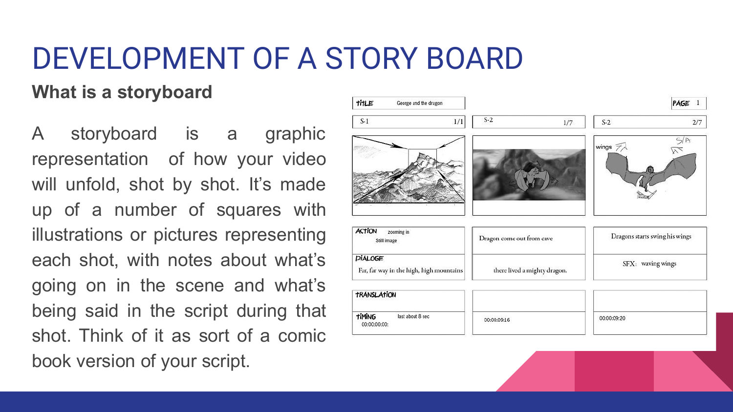# DEVELOPMENT OF A STORY BOARD

## What is a storyboard

A storyboard is a graphic representation of how your video will unfold, shot by shot. It's made up of a number of squares with illustrations or pictures representing each shot, with notes about what's going on in the scene and what's being said in the script during that shot. Think of it as sort of a comic book version of your script.

TITLE: George and the dragon

PAGE 1

| S-1 1/1 | S-2 1/7 | S-2 2/7 |
| --- | --- | --- |
| | | wings S/A |
| ACTION: zooming in, Still image | Dragon come out from cave | Dragons starts swing his wings |
| DIALOGE: Far, far way in the high, high mountains | there lived a mighty dragon. | SFX: waving wings |
| TRANSLATION | | |
| TIMING: last about 8 sec, 00:00:00:00: | 00:00:09:16 | 00:00:09:20 |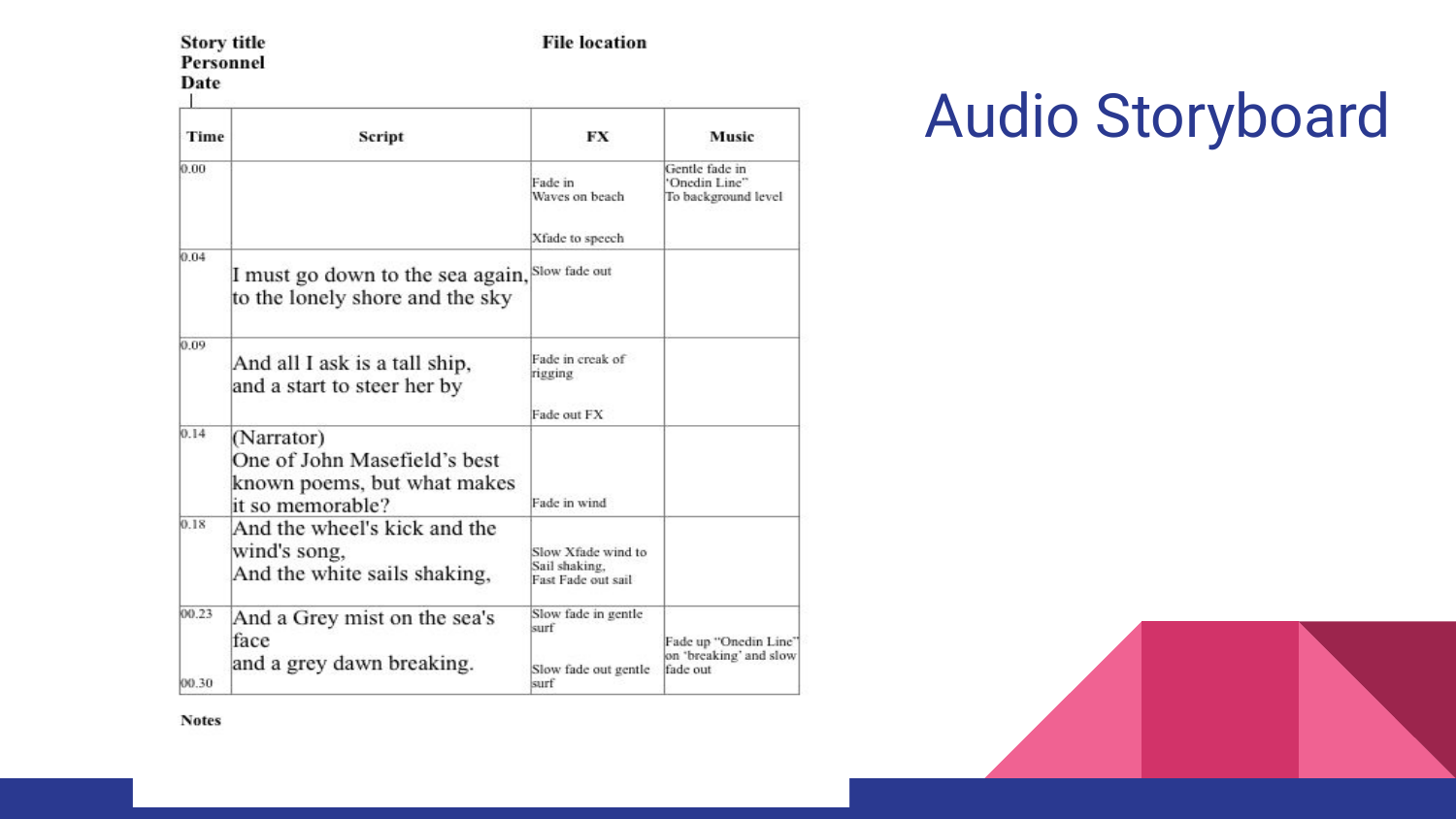# Audio Storyboard

**Story title**
**Personnel**
**Date**

**File location**

| Time | Script | FX | Music |
| --- | --- | --- | --- |
| 0.00 | | Fade in Waves on beach<br><br>Xfade to speech | Gentle fade in 'Onedin Line" To background level |
| 0.04 | I must go down to the sea again, to the lonely shore and the sky | Slow fade out | |
| 0.09 | And all I ask is a tall ship, and a start to steer her by | Fade in creak of rigging<br><br>Fade out FX | |
| 0.14 | (Narrator) One of John Masefield's best known poems, but what makes it so memorable? | Fade in wind | |
| 0.18 | And the wheel's kick and the wind's song, And the white sails shaking, | Slow Xfade wind to Sail shaking, Fast Fade out sail | |
| 00.23<br><br>00.30 | And a Grey mist on the sea's face and a grey dawn breaking. | Slow fade in gentle surf<br><br>Slow fade out gentle surf | Fade up "Onedin Line" on 'breaking' and slow fade out |

**Notes**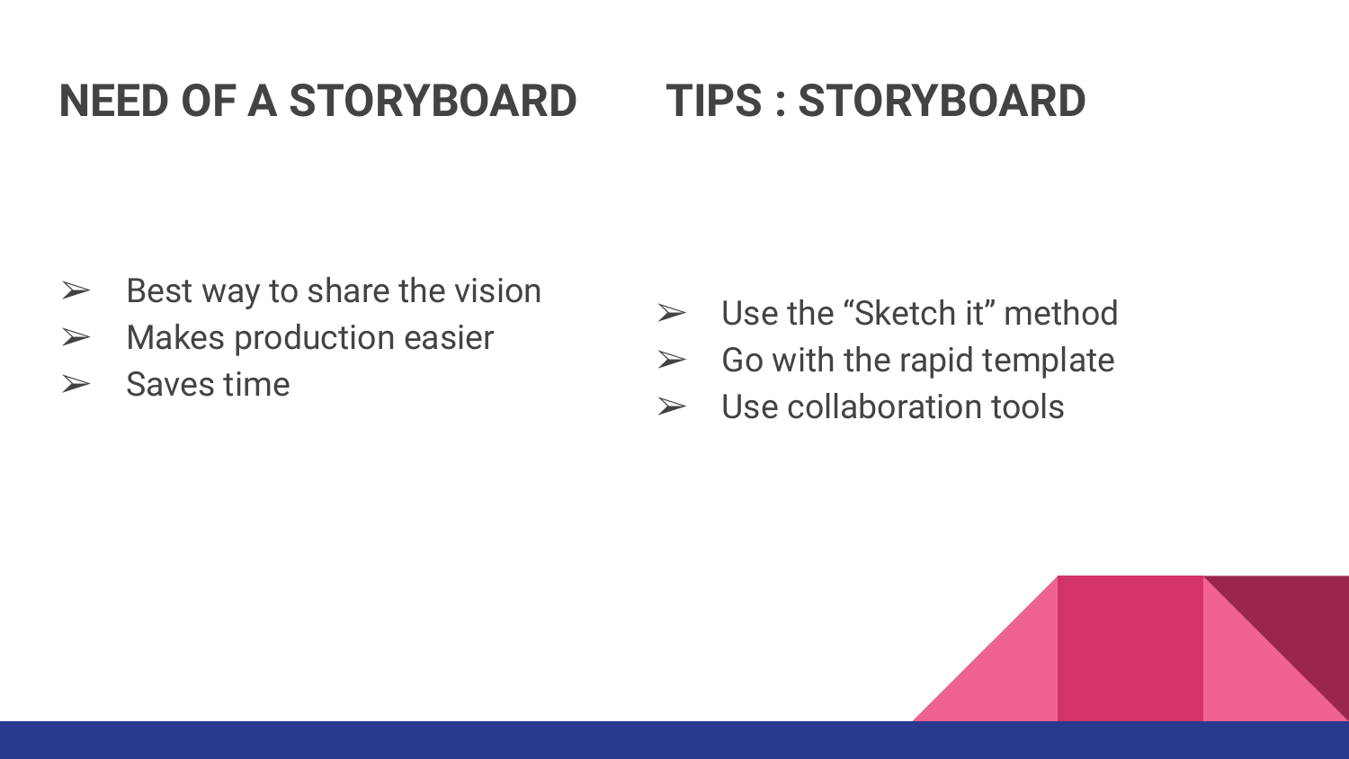## NEED OF A STORYBOARD

- Best way to share the vision
- Makes production easier
- Saves time

## TIPS : STORYBOARD

- Use the “Sketch it” method
- Go with the rapid template
- Use collaboration tools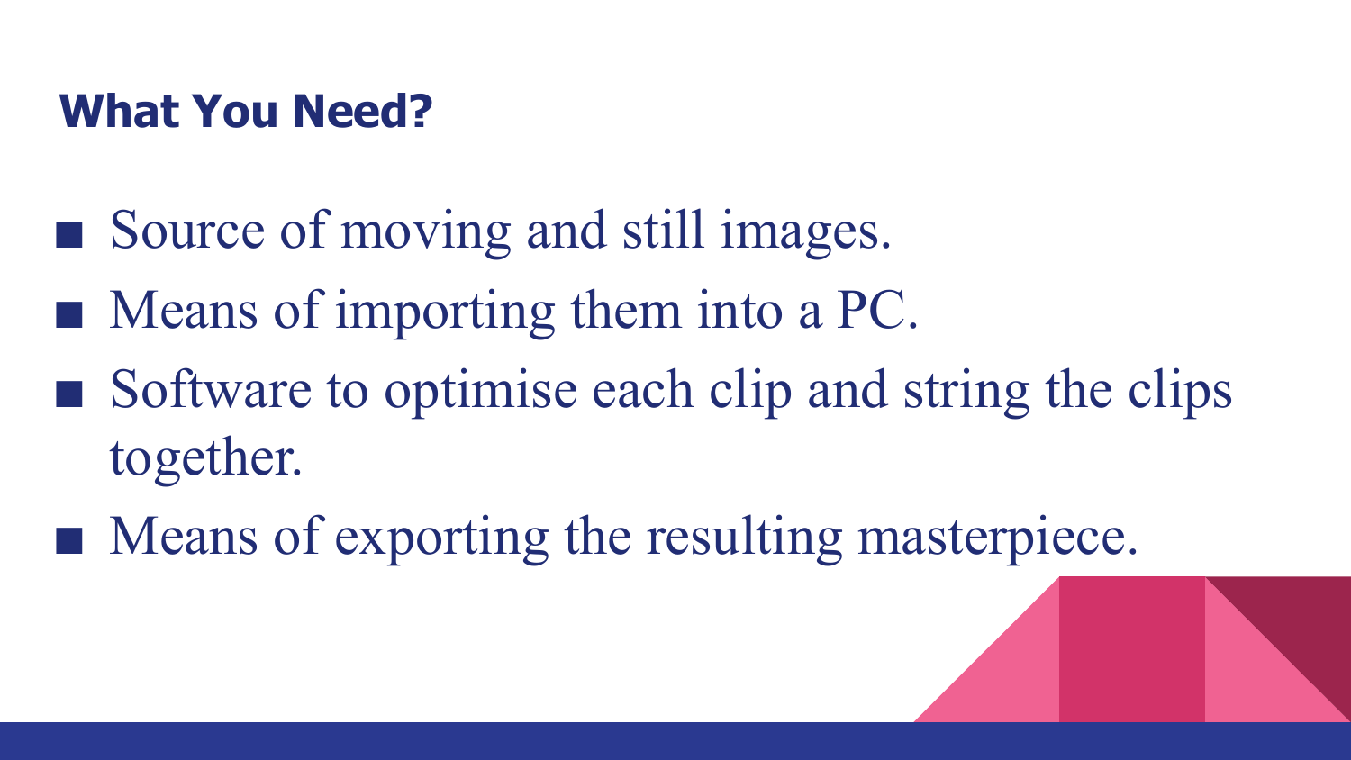## What You Need?

- Source of moving and still images.
- Means of importing them into a PC.
- Software to optimise each clip and string the clips together.
- Means of exporting the resulting masterpiece.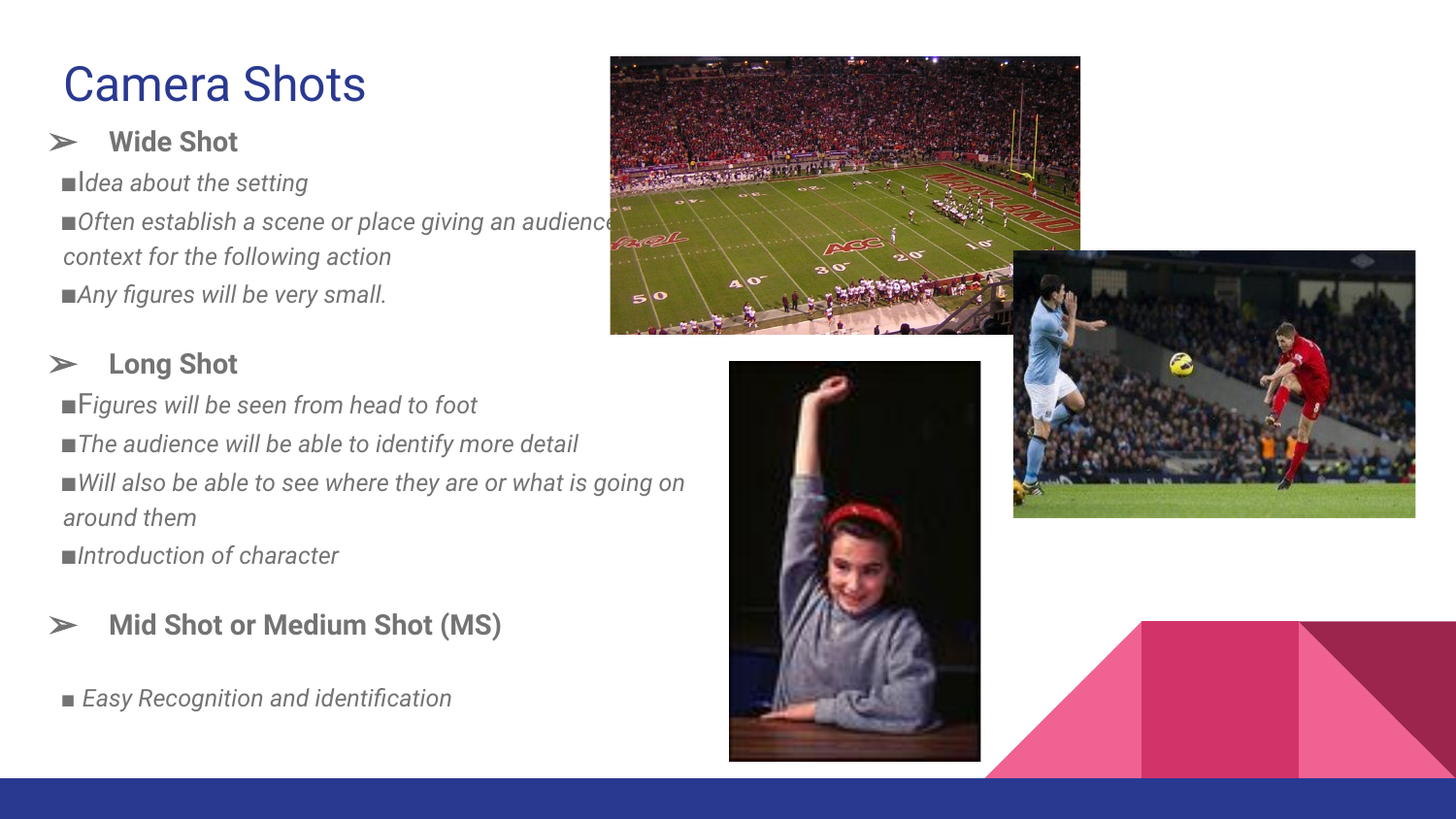# Camera Shots

- **Wide Shot**
  - *Idea about the setting*
  - *Often establish a scene or place giving an audience context for the following action*
  - *Any figures will be very small.*

- **Long Shot**
  - *Figures will be seen from head to foot*
  - *The audience will be able to identify more detail*
  - *Will also be able to see where they are or what is going on around them*
  - *Introduction of character*

- **Mid Shot or Medium Shot (MS)**
  - *Easy Recognition and identification*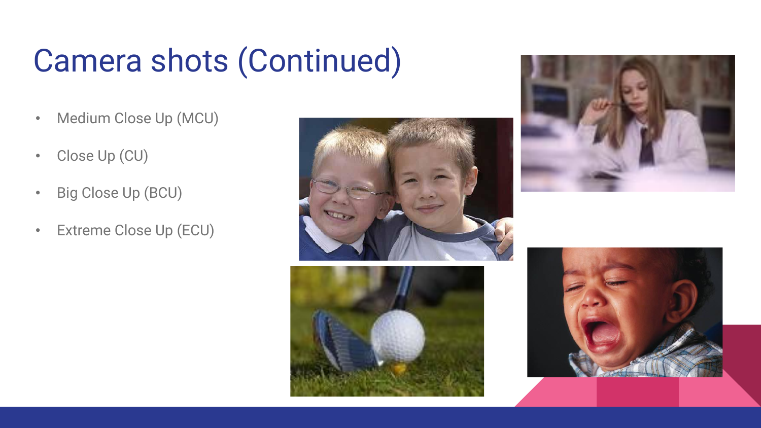# Camera shots (Continued)

- Medium Close Up (MCU)
- Close Up (CU)
- Big Close Up (BCU)
- Extreme Close Up (ECU)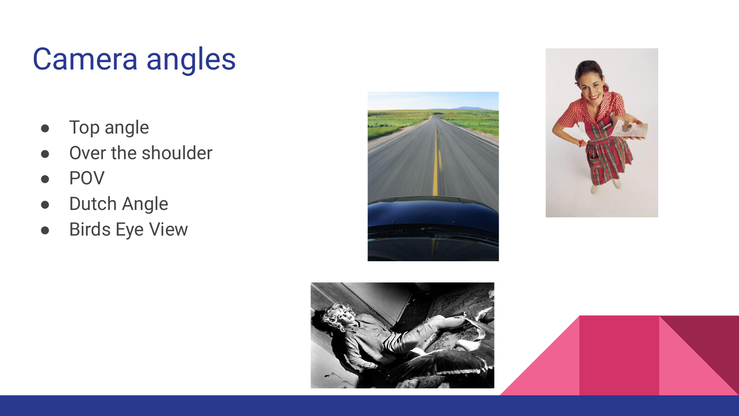# Camera angles

- Top angle
- Over the shoulder
- POV
- Dutch Angle
- Birds Eye View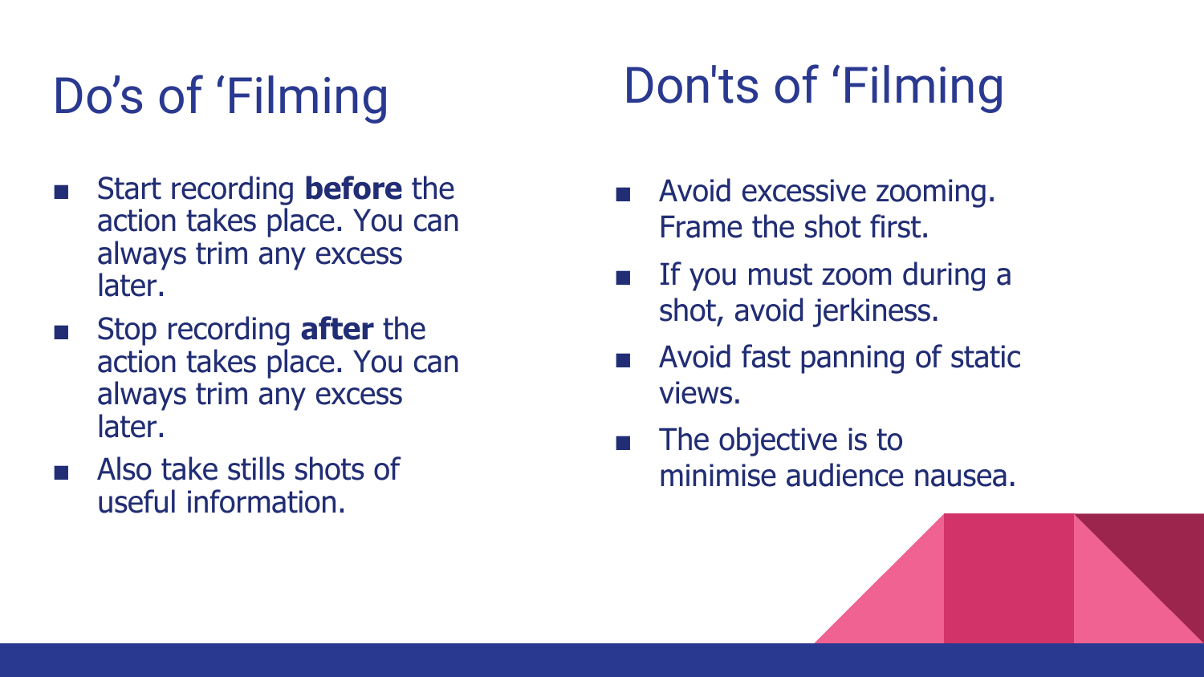# Do's of 'Filming

- Start recording **before** the action takes place. You can always trim any excess later.
- Stop recording **after** the action takes place. You can always trim any excess later.
- Also take stills shots of useful information.

# Don'ts of 'Filming

- Avoid excessive zooming. Frame the shot first.
- If you must zoom during a shot, avoid jerkiness.
- Avoid fast panning of static views.
- The objective is to minimise audience nausea.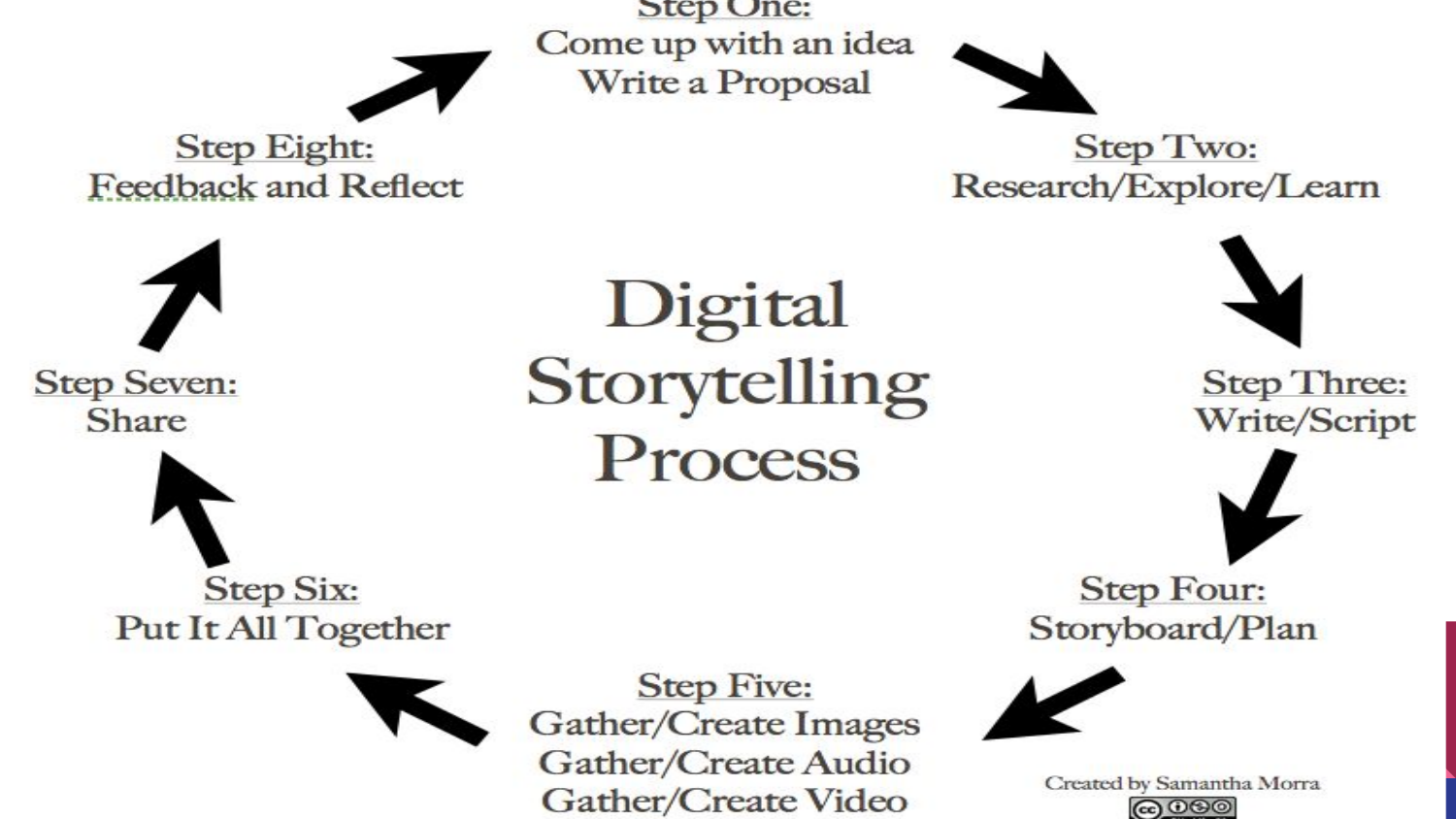# Digital Storytelling Process

**Step One:**
Come up with an idea
Write a Proposal

**Step Two:**
Research/Explore/Learn

**Step Three:**
Write/Script

**Step Four:**
Storyboard/Plan

**Step Five:**
Gather/Create Images
Gather/Create Audio
Gather/Create Video

**Step Six:**
Put It All Together

**Step Seven:**
Share

**Step Eight:**
Feedback and Reflect

Created by Samantha Morra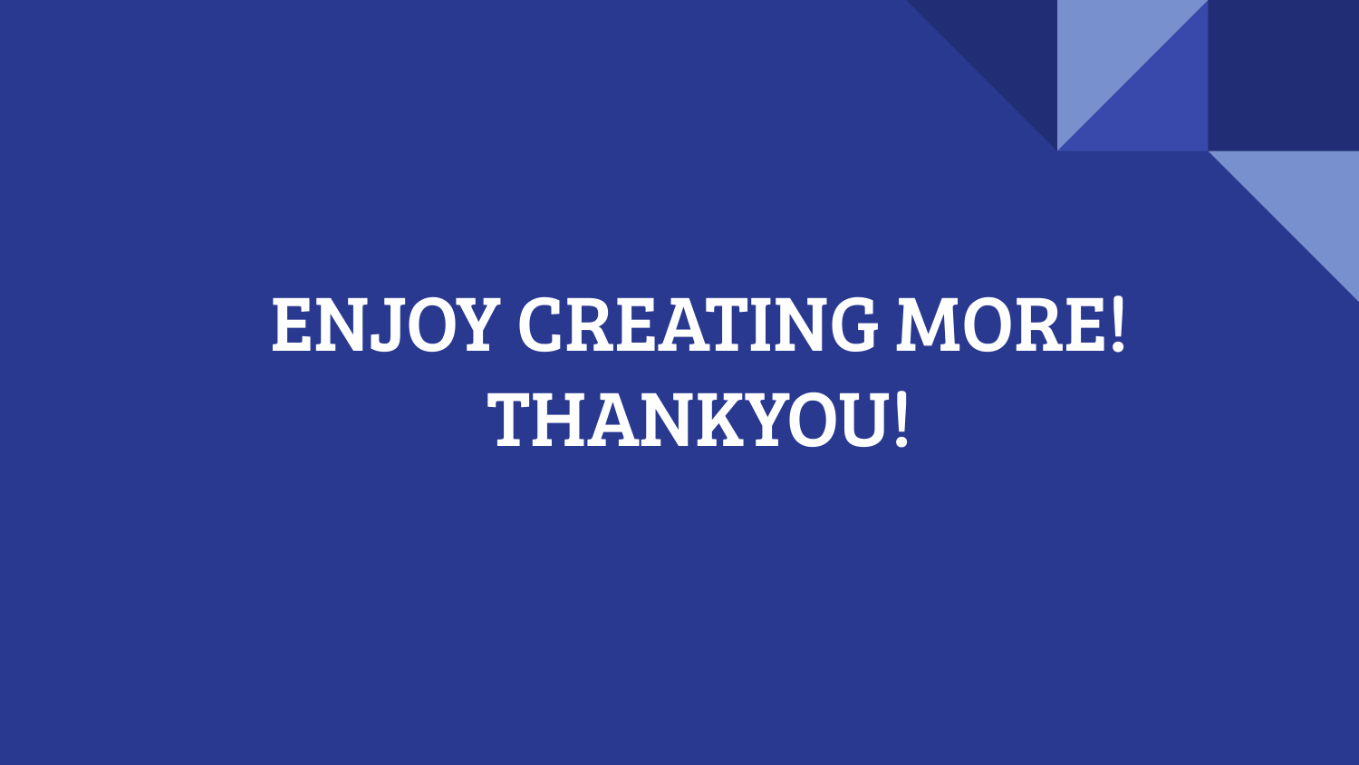# ENJOY CREATING MORE!
# THANKYOU!